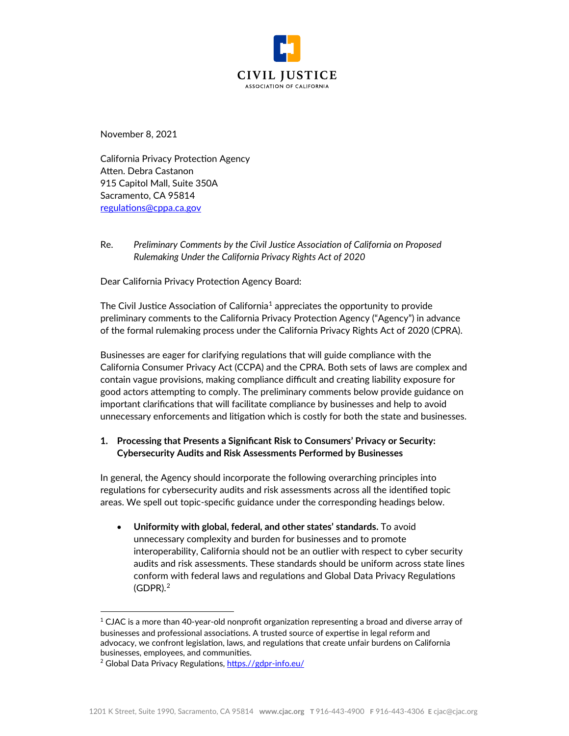CIVIL JUSTICE
ASSOCIATION OF CALIFORNIA

November 8, 2021

California Privacy Protection Agency
Atten. Debra Castanon
915 Capitol Mall, Suite 350A
Sacramento, CA 95814
regulations@cppa.ca.gov

Re. *Preliminary Comments by the Civil Justice Association of California on Proposed Rulemaking Under the California Privacy Rights Act of 2020*

Dear California Privacy Protection Agency Board:

The Civil Justice Association of California[1] appreciates the opportunity to provide preliminary comments to the California Privacy Protection Agency ("Agency") in advance of the formal rulemaking process under the California Privacy Rights Act of 2020 (CPRA).

Businesses are eager for clarifying regulations that will guide compliance with the California Consumer Privacy Act (CCPA) and the CPRA. Both sets of laws are complex and contain vague provisions, making compliance difficult and creating liability exposure for good actors attempting to comply. The preliminary comments below provide guidance on important clarifications that will facilitate compliance by businesses and help to avoid unnecessary enforcements and litigation which is costly for both the state and businesses.

**1. Processing that Presents a Significant Risk to Consumers' Privacy or Security: Cybersecurity Audits and Risk Assessments Performed by Businesses**

In general, the Agency should incorporate the following overarching principles into regulations for cybersecurity audits and risk assessments across all the identified topic areas. We spell out topic-specific guidance under the corresponding headings below.

- **Uniformity with global, federal, and other states' standards.** To avoid unnecessary complexity and burden for businesses and to promote interoperability, California should not be an outlier with respect to cyber security audits and risk assessments. These standards should be uniform across state lines conform with federal laws and regulations and Global Data Privacy Regulations (GDPR).[2]

[1] CJAC is a more than 40-year-old nonprofit organization representing a broad and diverse array of businesses and professional associations. A trusted source of expertise in legal reform and advocacy, we confront legislation, laws, and regulations that create unfair burdens on California businesses, employees, and communities.

[2] Global Data Privacy Regulations, https://gdpr-info.eu/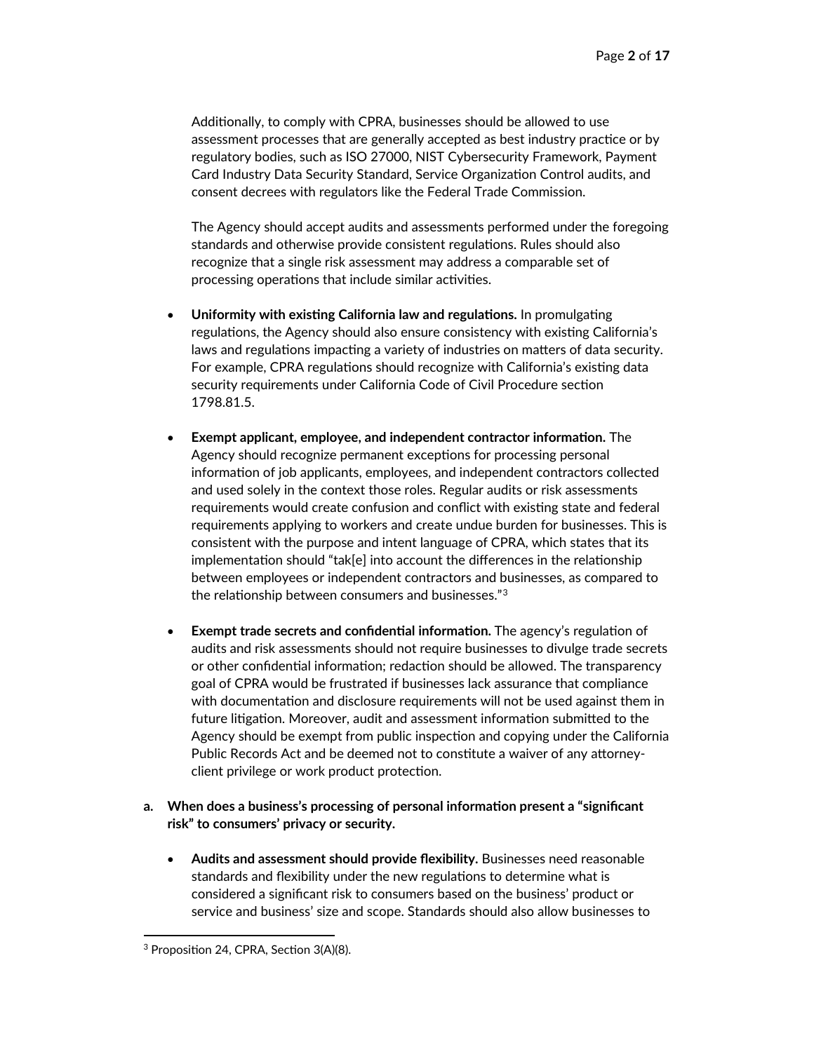Additionally, to comply with CPRA, businesses should be allowed to use assessment processes that are generally accepted as best industry practice or by regulatory bodies, such as ISO 27000, NIST Cybersecurity Framework, Payment Card Industry Data Security Standard, Service Organization Control audits, and consent decrees with regulators like the Federal Trade Commission.

The Agency should accept audits and assessments performed under the foregoing standards and otherwise provide consistent regulations. Rules should also recognize that a single risk assessment may address a comparable set of processing operations that include similar activities.

- **Uniformity with existing California law and regulations.** In promulgating regulations, the Agency should also ensure consistency with existing California's laws and regulations impacting a variety of industries on matters of data security. For example, CPRA regulations should recognize with California's existing data security requirements under California Code of Civil Procedure section 1798.81.5.

- **Exempt applicant, employee, and independent contractor information.** The Agency should recognize permanent exceptions for processing personal information of job applicants, employees, and independent contractors collected and used solely in the context those roles. Regular audits or risk assessments requirements would create confusion and conflict with existing state and federal requirements applying to workers and create undue burden for businesses. This is consistent with the purpose and intent language of CPRA, which states that its implementation should "tak[e] into account the differences in the relationship between employees or independent contractors and businesses, as compared to the relationship between consumers and businesses."[3]

- **Exempt trade secrets and confidential information.** The agency's regulation of audits and risk assessments should not require businesses to divulge trade secrets or other confidential information; redaction should be allowed. The transparency goal of CPRA would be frustrated if businesses lack assurance that compliance with documentation and disclosure requirements will not be used against them in future litigation. Moreover, audit and assessment information submitted to the Agency should be exempt from public inspection and copying under the California Public Records Act and be deemed not to constitute a waiver of any attorney-client privilege or work product protection.

**a. When does a business's processing of personal information present a "significant risk" to consumers' privacy or security.**

- **Audits and assessment should provide flexibility.** Businesses need reasonable standards and flexibility under the new regulations to determine what is considered a significant risk to consumers based on the business' product or service and business' size and scope. Standards should also allow businesses to

[3] Proposition 24, CPRA, Section 3(A)(8).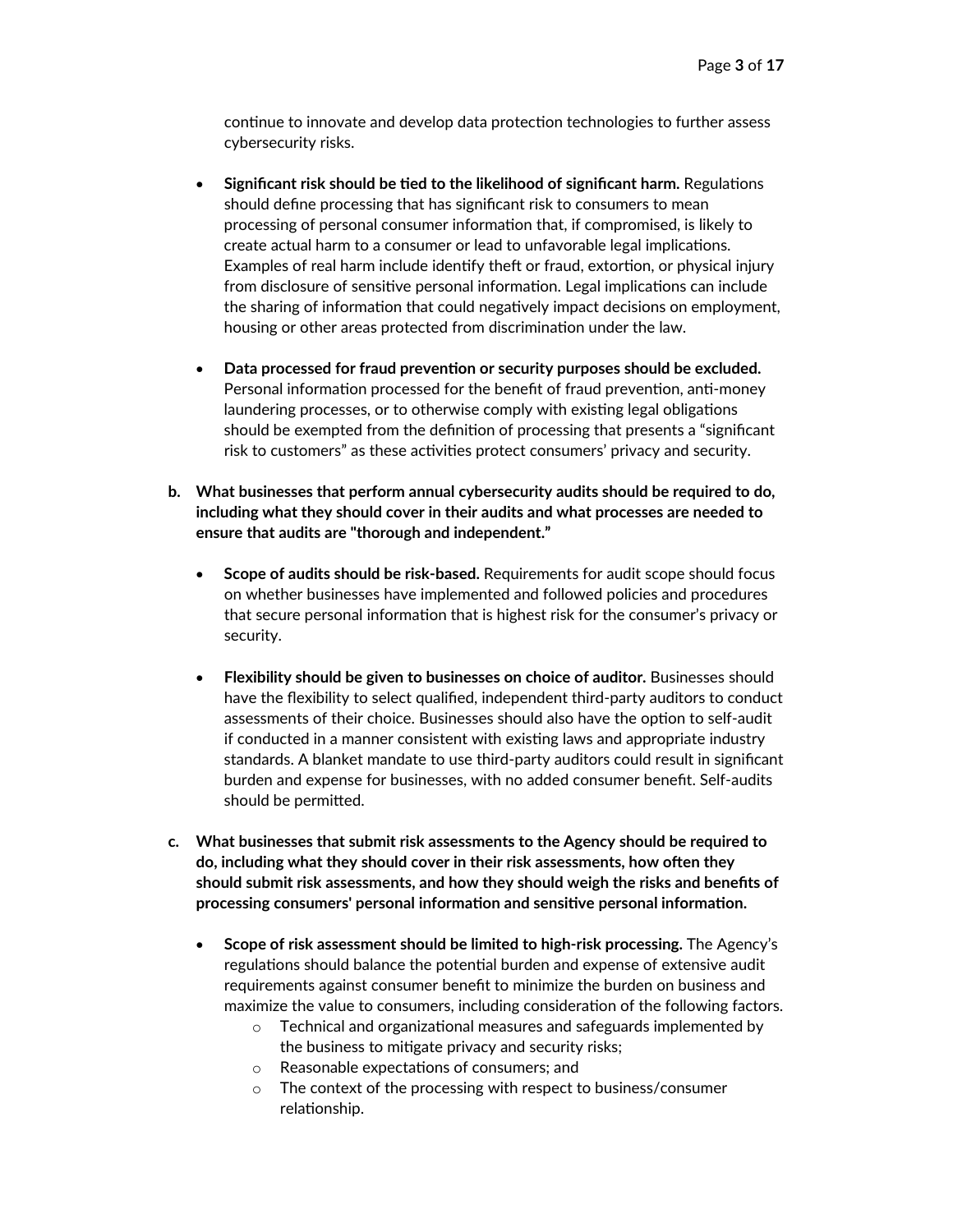continue to innovate and develop data protection technologies to further assess cybersecurity risks.

- **Significant risk should be tied to the likelihood of significant harm.** Regulations should define processing that has significant risk to consumers to mean processing of personal consumer information that, if compromised, is likely to create actual harm to a consumer or lead to unfavorable legal implications. Examples of real harm include identify theft or fraud, extortion, or physical injury from disclosure of sensitive personal information. Legal implications can include the sharing of information that could negatively impact decisions on employment, housing or other areas protected from discrimination under the law.

- **Data processed for fraud prevention or security purposes should be excluded.** Personal information processed for the benefit of fraud prevention, anti-money laundering processes, or to otherwise comply with existing legal obligations should be exempted from the definition of processing that presents a "significant risk to customers" as these activities protect consumers' privacy and security.

**b. What businesses that perform annual cybersecurity audits should be required to do, including what they should cover in their audits and what processes are needed to ensure that audits are "thorough and independent."**

- **Scope of audits should be risk-based.** Requirements for audit scope should focus on whether businesses have implemented and followed policies and procedures that secure personal information that is highest risk for the consumer's privacy or security.

- **Flexibility should be given to businesses on choice of auditor.** Businesses should have the flexibility to select qualified, independent third-party auditors to conduct assessments of their choice. Businesses should also have the option to self-audit if conducted in a manner consistent with existing laws and appropriate industry standards. A blanket mandate to use third-party auditors could result in significant burden and expense for businesses, with no added consumer benefit. Self-audits should be permitted.

**c. What businesses that submit risk assessments to the Agency should be required to do, including what they should cover in their risk assessments, how often they should submit risk assessments, and how they should weigh the risks and benefits of processing consumers' personal information and sensitive personal information.**

- **Scope of risk assessment should be limited to high-risk processing.** The Agency's regulations should balance the potential burden and expense of extensive audit requirements against consumer benefit to minimize the burden on business and maximize the value to consumers, including consideration of the following factors.
  - Technical and organizational measures and safeguards implemented by the business to mitigate privacy and security risks;
  - Reasonable expectations of consumers; and
  - The context of the processing with respect to business/consumer relationship.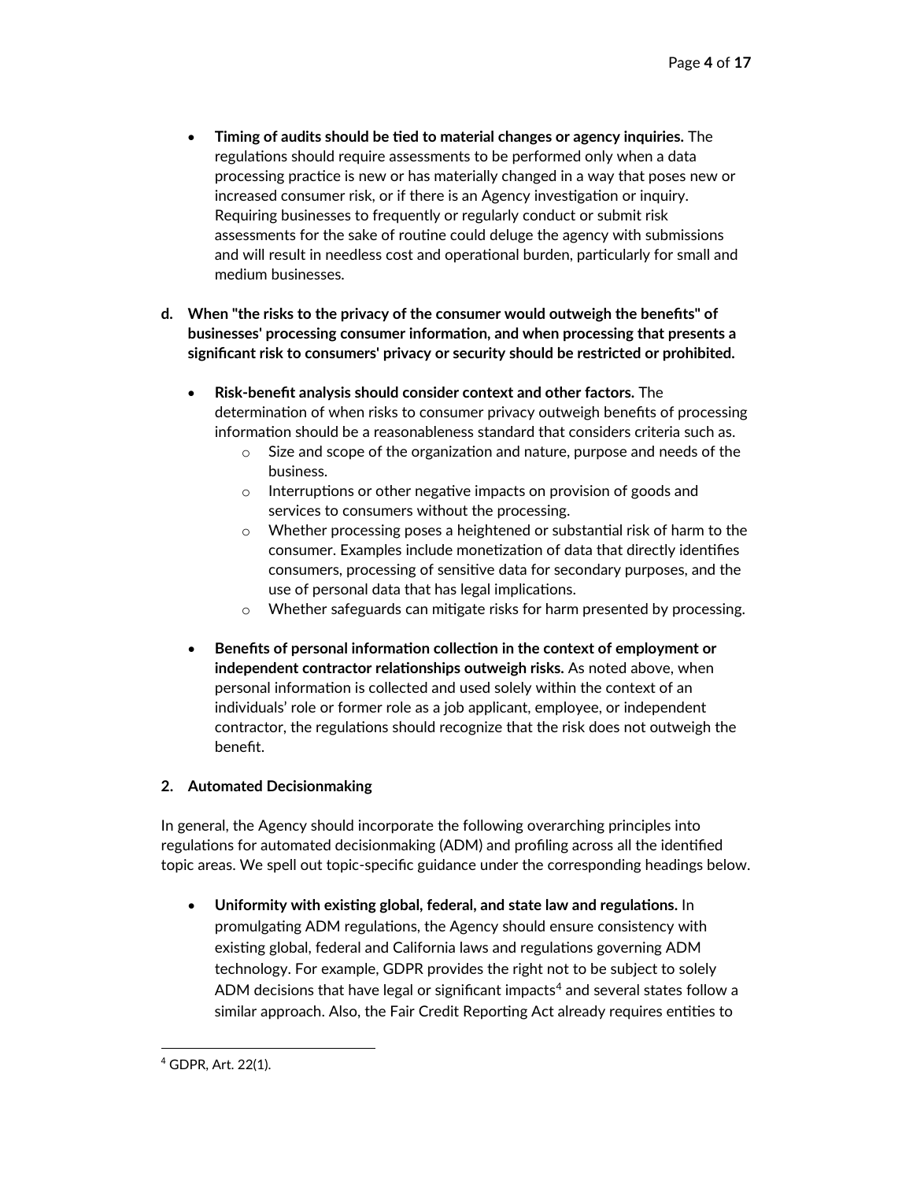- **Timing of audits should be tied to material changes or agency inquiries.** The regulations should require assessments to be performed only when a data processing practice is new or has materially changed in a way that poses new or increased consumer risk, or if there is an Agency investigation or inquiry. Requiring businesses to frequently or regularly conduct or submit risk assessments for the sake of routine could deluge the agency with submissions and will result in needless cost and operational burden, particularly for small and medium businesses.

**d. When "the risks to the privacy of the consumer would outweigh the benefits" of businesses' processing consumer information, and when processing that presents a significant risk to consumers' privacy or security should be restricted or prohibited.**

- **Risk-benefit analysis should consider context and other factors.** The determination of when risks to consumer privacy outweigh benefits of processing information should be a reasonableness standard that considers criteria such as.
  - Size and scope of the organization and nature, purpose and needs of the business.
  - Interruptions or other negative impacts on provision of goods and services to consumers without the processing.
  - Whether processing poses a heightened or substantial risk of harm to the consumer. Examples include monetization of data that directly identifies consumers, processing of sensitive data for secondary purposes, and the use of personal data that has legal implications.
  - Whether safeguards can mitigate risks for harm presented by processing.
- **Benefits of personal information collection in the context of employment or independent contractor relationships outweigh risks.** As noted above, when personal information is collected and used solely within the context of an individuals' role or former role as a job applicant, employee, or independent contractor, the regulations should recognize that the risk does not outweigh the benefit.

**2. Automated Decisionmaking**

In general, the Agency should incorporate the following overarching principles into regulations for automated decisionmaking (ADM) and profiling across all the identified topic areas. We spell out topic-specific guidance under the corresponding headings below.

- **Uniformity with existing global, federal, and state law and regulations.** In promulgating ADM regulations, the Agency should ensure consistency with existing global, federal and California laws and regulations governing ADM technology. For example, GDPR provides the right not to be subject to solely ADM decisions that have legal or significant impacts[4] and several states follow a similar approach. Also, the Fair Credit Reporting Act already requires entities to

[4] GDPR, Art. 22(1).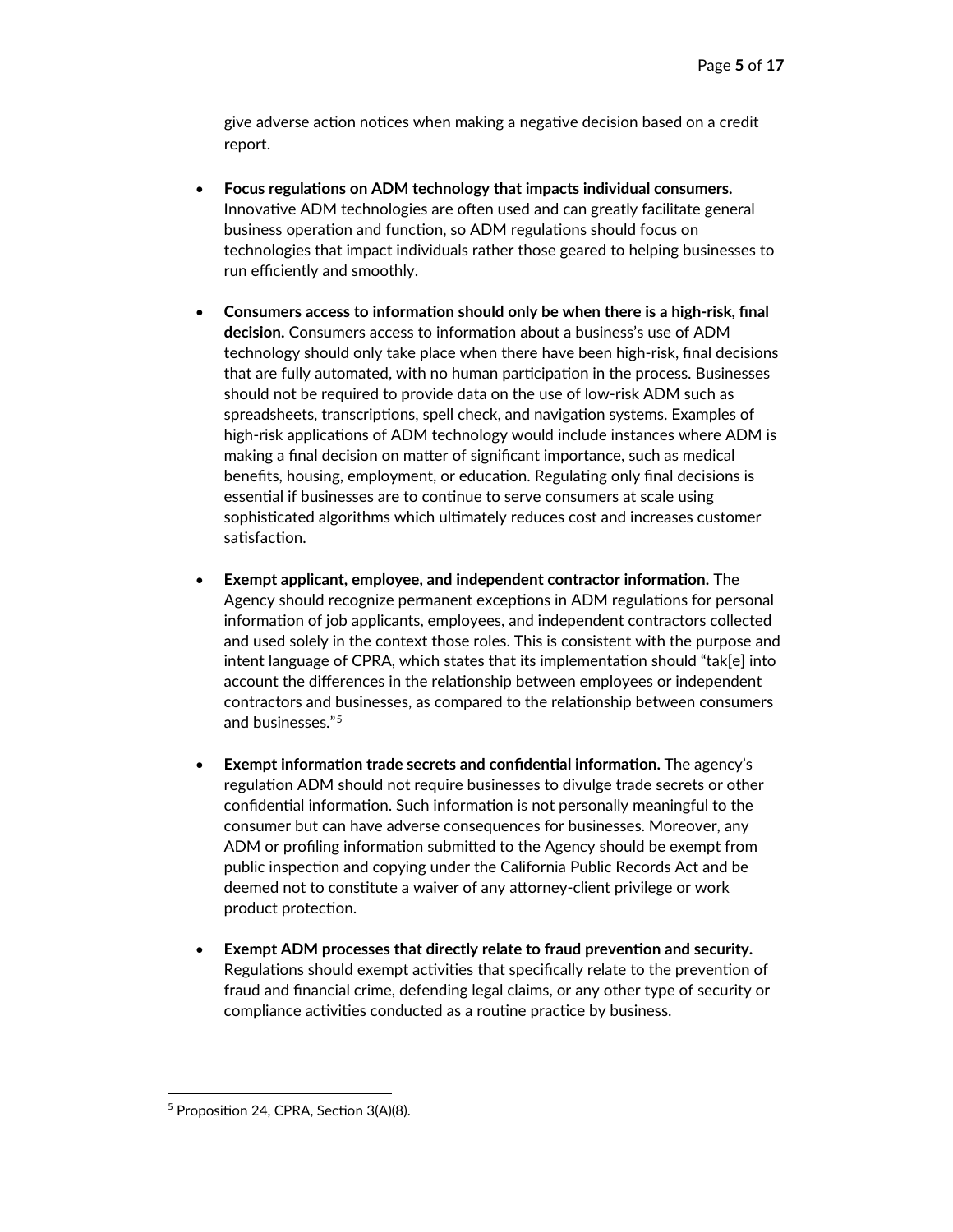give adverse action notices when making a negative decision based on a credit report.

- **Focus regulations on ADM technology that impacts individual consumers.** Innovative ADM technologies are often used and can greatly facilitate general business operation and function, so ADM regulations should focus on technologies that impact individuals rather those geared to helping businesses to run efficiently and smoothly.

- **Consumers access to information should only be when there is a high-risk, final decision.** Consumers access to information about a business's use of ADM technology should only take place when there have been high-risk, final decisions that are fully automated, with no human participation in the process. Businesses should not be required to provide data on the use of low-risk ADM such as spreadsheets, transcriptions, spell check, and navigation systems. Examples of high-risk applications of ADM technology would include instances where ADM is making a final decision on matter of significant importance, such as medical benefits, housing, employment, or education. Regulating only final decisions is essential if businesses are to continue to serve consumers at scale using sophisticated algorithms which ultimately reduces cost and increases customer satisfaction.

- **Exempt applicant, employee, and independent contractor information.** The Agency should recognize permanent exceptions in ADM regulations for personal information of job applicants, employees, and independent contractors collected and used solely in the context those roles. This is consistent with the purpose and intent language of CPRA, which states that its implementation should "tak[e] into account the differences in the relationship between employees or independent contractors and businesses, as compared to the relationship between consumers and businesses."[5]

- **Exempt information trade secrets and confidential information.** The agency's regulation ADM should not require businesses to divulge trade secrets or other confidential information. Such information is not personally meaningful to the consumer but can have adverse consequences for businesses. Moreover, any ADM or profiling information submitted to the Agency should be exempt from public inspection and copying under the California Public Records Act and be deemed not to constitute a waiver of any attorney-client privilege or work product protection.

- **Exempt ADM processes that directly relate to fraud prevention and security.** Regulations should exempt activities that specifically relate to the prevention of fraud and financial crime, defending legal claims, or any other type of security or compliance activities conducted as a routine practice by business.

---

[5] Proposition 24, CPRA, Section 3(A)(8).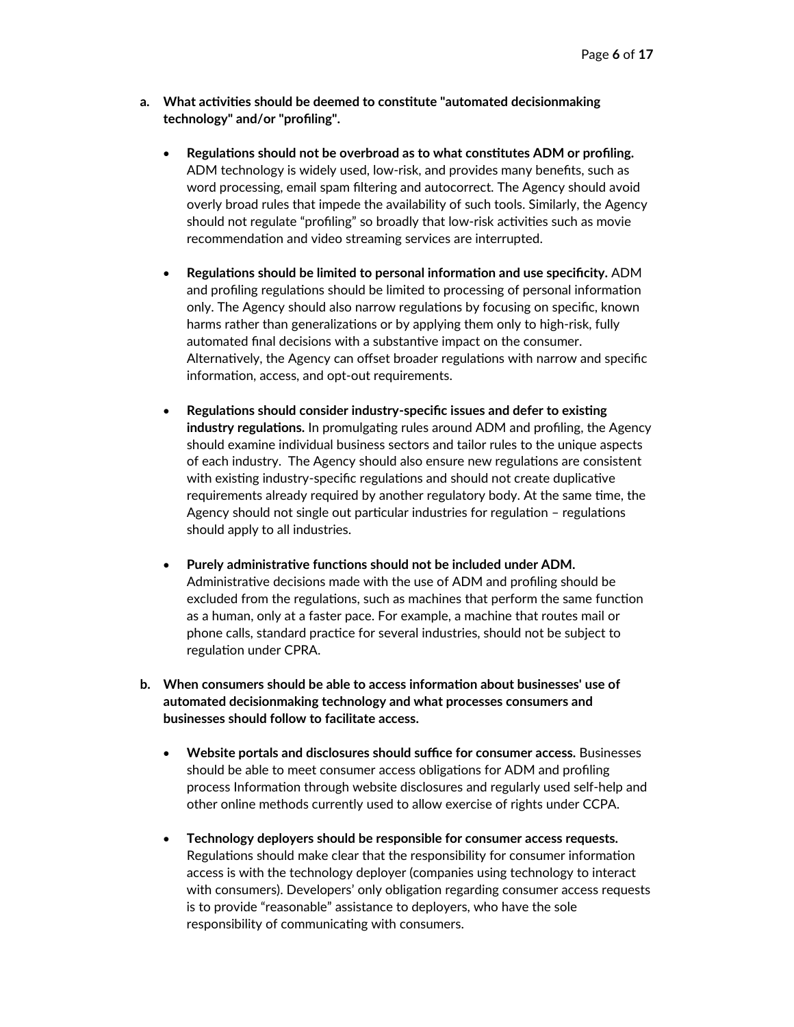a. **What activities should be deemed to constitute "automated decisionmaking technology" and/or "profiling".**

- **Regulations should not be overbroad as to what constitutes ADM or profiling.** ADM technology is widely used, low-risk, and provides many benefits, such as word processing, email spam filtering and autocorrect. The Agency should avoid overly broad rules that impede the availability of such tools. Similarly, the Agency should not regulate "profiling" so broadly that low-risk activities such as movie recommendation and video streaming services are interrupted.

- **Regulations should be limited to personal information and use specificity.** ADM and profiling regulations should be limited to processing of personal information only. The Agency should also narrow regulations by focusing on specific, known harms rather than generalizations or by applying them only to high-risk, fully automated final decisions with a substantive impact on the consumer. Alternatively, the Agency can offset broader regulations with narrow and specific information, access, and opt-out requirements.

- **Regulations should consider industry-specific issues and defer to existing industry regulations.** In promulgating rules around ADM and profiling, the Agency should examine individual business sectors and tailor rules to the unique aspects of each industry. The Agency should also ensure new regulations are consistent with existing industry-specific regulations and should not create duplicative requirements already required by another regulatory body. At the same time, the Agency should not single out particular industries for regulation – regulations should apply to all industries.

- **Purely administrative functions should not be included under ADM.** Administrative decisions made with the use of ADM and profiling should be excluded from the regulations, such as machines that perform the same function as a human, only at a faster pace. For example, a machine that routes mail or phone calls, standard practice for several industries, should not be subject to regulation under CPRA.

b. **When consumers should be able to access information about businesses' use of automated decisionmaking technology and what processes consumers and businesses should follow to facilitate access.**

- **Website portals and disclosures should suffice for consumer access.** Businesses should be able to meet consumer access obligations for ADM and profiling process Information through website disclosures and regularly used self-help and other online methods currently used to allow exercise of rights under CCPA.

- **Technology deployers should be responsible for consumer access requests.** Regulations should make clear that the responsibility for consumer information access is with the technology deployer (companies using technology to interact with consumers). Developers' only obligation regarding consumer access requests is to provide "reasonable" assistance to deployers, who have the sole responsibility of communicating with consumers.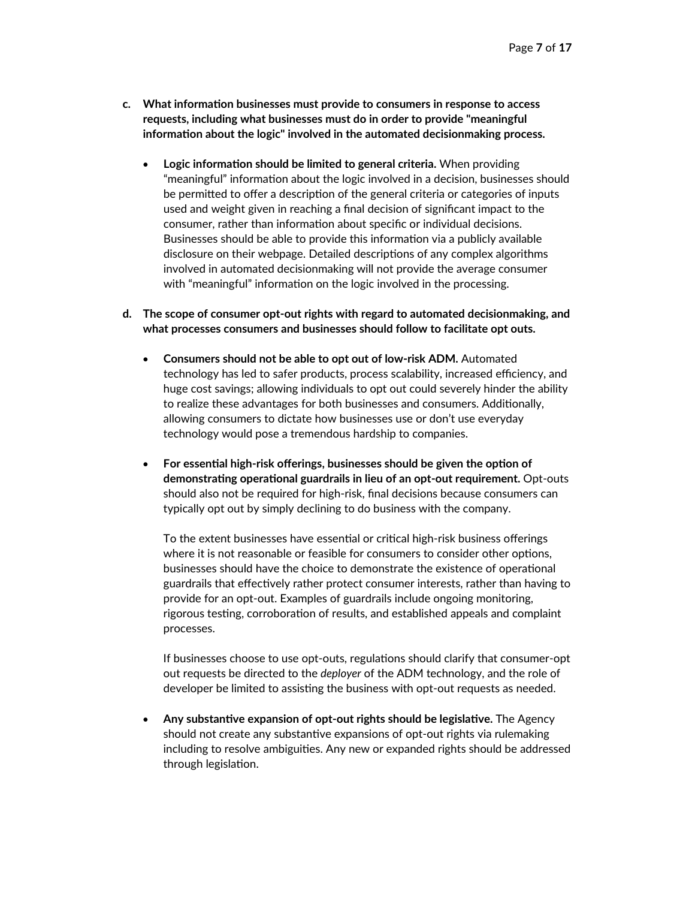c. **What information businesses must provide to consumers in response to access requests, including what businesses must do in order to provide "meaningful information about the logic" involved in the automated decisionmaking process.**

- **Logic information should be limited to general criteria.** When providing "meaningful" information about the logic involved in a decision, businesses should be permitted to offer a description of the general criteria or categories of inputs used and weight given in reaching a final decision of significant impact to the consumer, rather than information about specific or individual decisions. Businesses should be able to provide this information via a publicly available disclosure on their webpage. Detailed descriptions of any complex algorithms involved in automated decisionmaking will not provide the average consumer with "meaningful" information on the logic involved in the processing.

d. **The scope of consumer opt-out rights with regard to automated decisionmaking, and what processes consumers and businesses should follow to facilitate opt outs.**

- **Consumers should not be able to opt out of low-risk ADM.** Automated technology has led to safer products, process scalability, increased efficiency, and huge cost savings; allowing individuals to opt out could severely hinder the ability to realize these advantages for both businesses and consumers. Additionally, allowing consumers to dictate how businesses use or don't use everyday technology would pose a tremendous hardship to companies.

- **For essential high-risk offerings, businesses should be given the option of demonstrating operational guardrails in lieu of an opt-out requirement.** Opt-outs should also not be required for high-risk, final decisions because consumers can typically opt out by simply declining to do business with the company.

  To the extent businesses have essential or critical high-risk business offerings where it is not reasonable or feasible for consumers to consider other options, businesses should have the choice to demonstrate the existence of operational guardrails that effectively rather protect consumer interests, rather than having to provide for an opt-out. Examples of guardrails include ongoing monitoring, rigorous testing, corroboration of results, and established appeals and complaint processes.

  If businesses choose to use opt-outs, regulations should clarify that consumer-opt out requests be directed to the *deployer* of the ADM technology, and the role of developer be limited to assisting the business with opt-out requests as needed.

- **Any substantive expansion of opt-out rights should be legislative.** The Agency should not create any substantive expansions of opt-out rights via rulemaking including to resolve ambiguities. Any new or expanded rights should be addressed through legislation.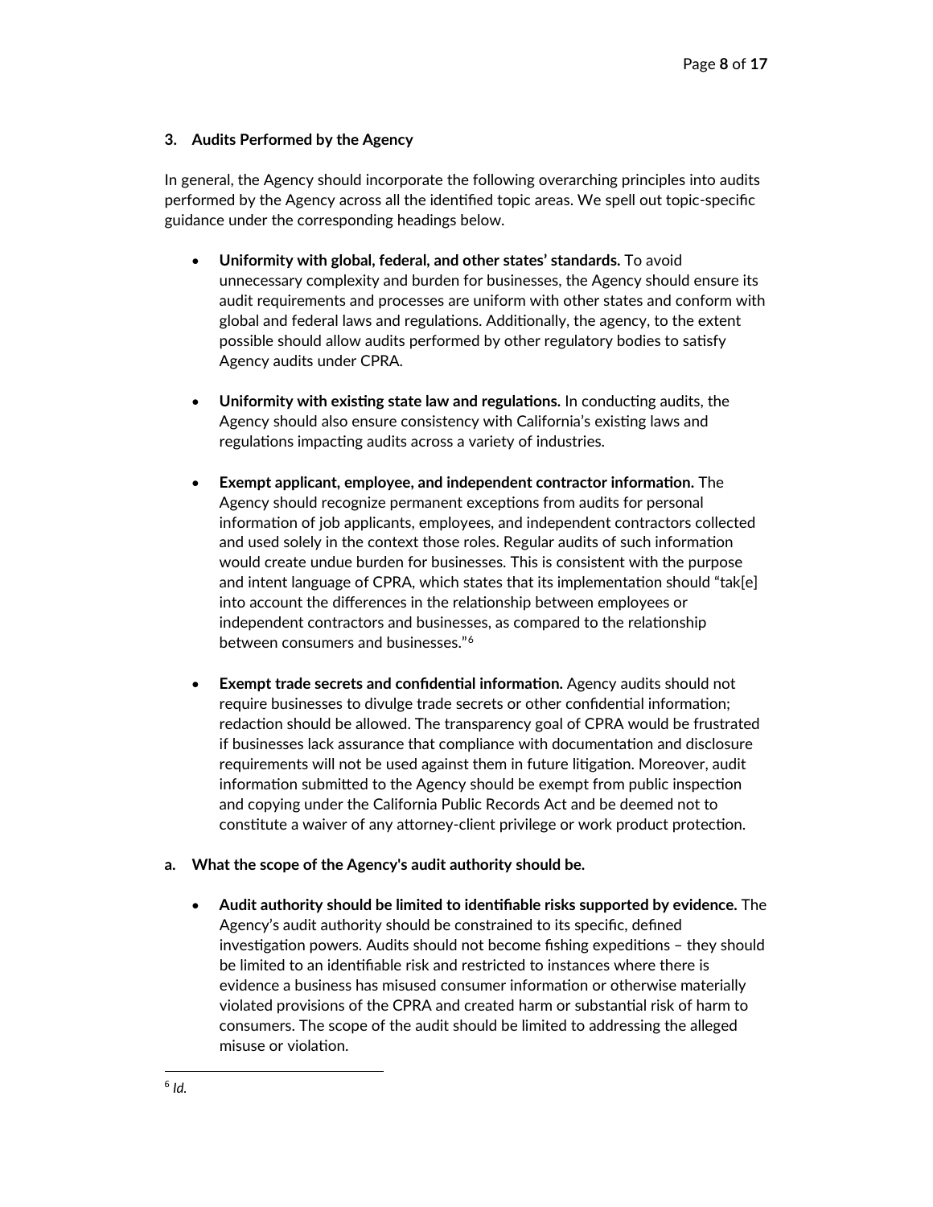### 3. Audits Performed by the Agency

In general, the Agency should incorporate the following overarching principles into audits performed by the Agency across all the identified topic areas. We spell out topic-specific guidance under the corresponding headings below.

- **Uniformity with global, federal, and other states' standards.** To avoid unnecessary complexity and burden for businesses, the Agency should ensure its audit requirements and processes are uniform with other states and conform with global and federal laws and regulations. Additionally, the agency, to the extent possible should allow audits performed by other regulatory bodies to satisfy Agency audits under CPRA.

- **Uniformity with existing state law and regulations.** In conducting audits, the Agency should also ensure consistency with California's existing laws and regulations impacting audits across a variety of industries.

- **Exempt applicant, employee, and independent contractor information.** The Agency should recognize permanent exceptions from audits for personal information of job applicants, employees, and independent contractors collected and used solely in the context those roles. Regular audits of such information would create undue burden for businesses. This is consistent with the purpose and intent language of CPRA, which states that its implementation should "tak[e] into account the differences in the relationship between employees or independent contractors and businesses, as compared to the relationship between consumers and businesses."[6]

- **Exempt trade secrets and confidential information.** Agency audits should not require businesses to divulge trade secrets or other confidential information; redaction should be allowed. The transparency goal of CPRA would be frustrated if businesses lack assurance that compliance with documentation and disclosure requirements will not be used against them in future litigation. Moreover, audit information submitted to the Agency should be exempt from public inspection and copying under the California Public Records Act and be deemed not to constitute a waiver of any attorney-client privilege or work product protection.

**a. What the scope of the Agency's audit authority should be.**

- **Audit authority should be limited to identifiable risks supported by evidence.** The Agency's audit authority should be constrained to its specific, defined investigation powers. Audits should not become fishing expeditions – they should be limited to an identifiable risk and restricted to instances where there is evidence a business has misused consumer information or otherwise materially violated provisions of the CPRA and created harm or substantial risk of harm to consumers. The scope of the audit should be limited to addressing the alleged misuse or violation.

---

[6] *Id.*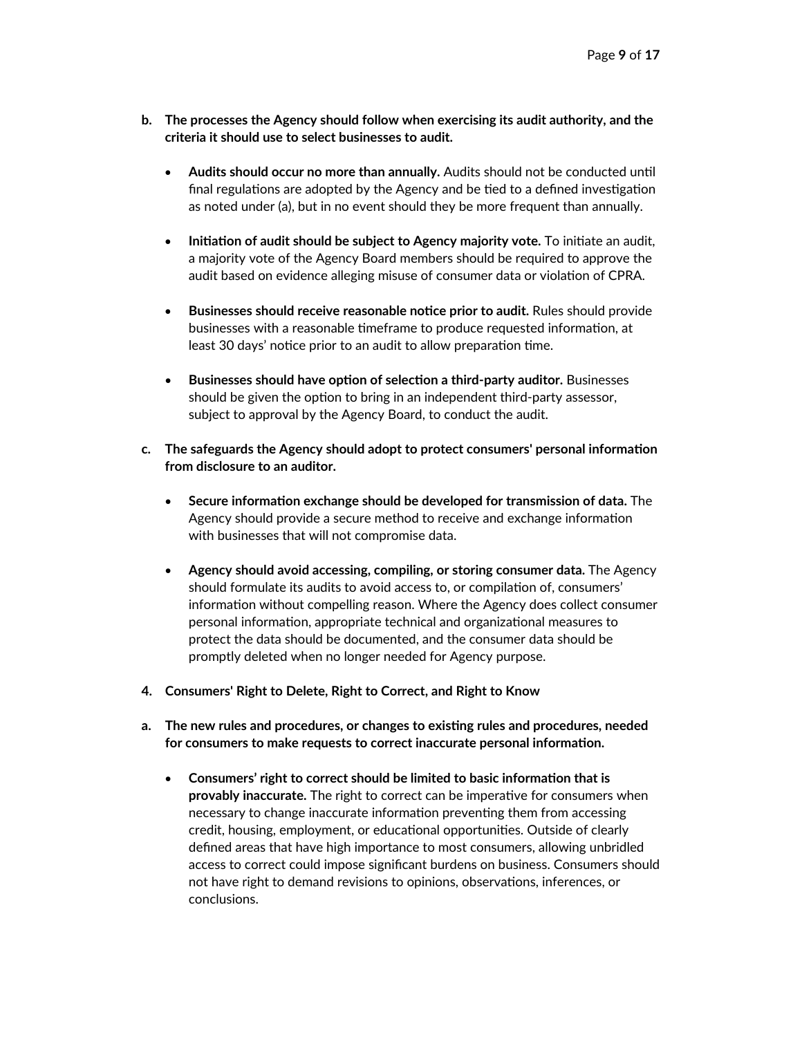**b. The processes the Agency should follow when exercising its audit authority, and the criteria it should use to select businesses to audit.**

- **Audits should occur no more than annually.** Audits should not be conducted until final regulations are adopted by the Agency and be tied to a defined investigation as noted under (a), but in no event should they be more frequent than annually.

- **Initiation of audit should be subject to Agency majority vote.** To initiate an audit, a majority vote of the Agency Board members should be required to approve the audit based on evidence alleging misuse of consumer data or violation of CPRA.

- **Businesses should receive reasonable notice prior to audit.** Rules should provide businesses with a reasonable timeframe to produce requested information, at least 30 days' notice prior to an audit to allow preparation time.

- **Businesses should have option of selection a third-party auditor.** Businesses should be given the option to bring in an independent third-party assessor, subject to approval by the Agency Board, to conduct the audit.

**c. The safeguards the Agency should adopt to protect consumers' personal information from disclosure to an auditor.**

- **Secure information exchange should be developed for transmission of data.** The Agency should provide a secure method to receive and exchange information with businesses that will not compromise data.

- **Agency should avoid accessing, compiling, or storing consumer data.** The Agency should formulate its audits to avoid access to, or compilation of, consumers' information without compelling reason. Where the Agency does collect consumer personal information, appropriate technical and organizational measures to protect the data should be documented, and the consumer data should be promptly deleted when no longer needed for Agency purpose.

**4. Consumers' Right to Delete, Right to Correct, and Right to Know**

**a. The new rules and procedures, or changes to existing rules and procedures, needed for consumers to make requests to correct inaccurate personal information.**

- **Consumers' right to correct should be limited to basic information that is provably inaccurate.** The right to correct can be imperative for consumers when necessary to change inaccurate information preventing them from accessing credit, housing, employment, or educational opportunities. Outside of clearly defined areas that have high importance to most consumers, allowing unbridled access to correct could impose significant burdens on business. Consumers should not have right to demand revisions to opinions, observations, inferences, or conclusions.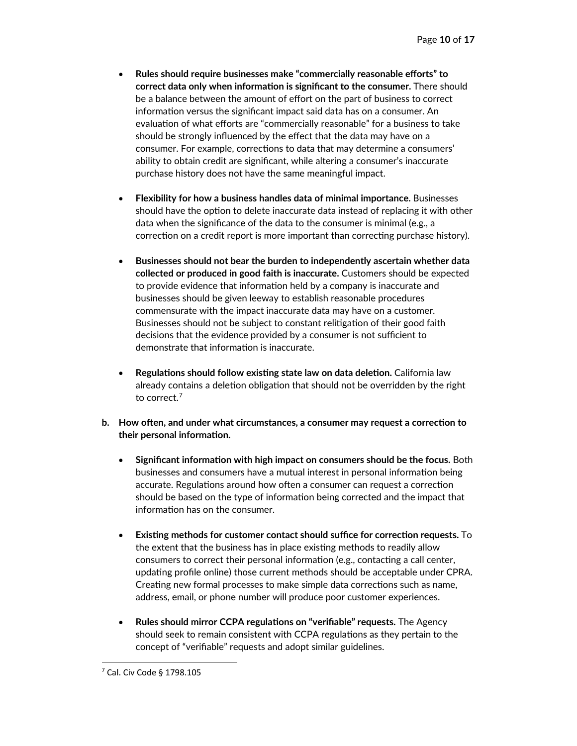- **Rules should require businesses make "commercially reasonable efforts" to correct data only when information is significant to the consumer.** There should be a balance between the amount of effort on the part of business to correct information versus the significant impact said data has on a consumer. An evaluation of what efforts are "commercially reasonable" for a business to take should be strongly influenced by the effect that the data may have on a consumer. For example, corrections to data that may determine a consumers' ability to obtain credit are significant, while altering a consumer's inaccurate purchase history does not have the same meaningful impact.

- **Flexibility for how a business handles data of minimal importance.** Businesses should have the option to delete inaccurate data instead of replacing it with other data when the significance of the data to the consumer is minimal (e.g., a correction on a credit report is more important than correcting purchase history).

- **Businesses should not bear the burden to independently ascertain whether data collected or produced in good faith is inaccurate.** Customers should be expected to provide evidence that information held by a company is inaccurate and businesses should be given leeway to establish reasonable procedures commensurate with the impact inaccurate data may have on a customer. Businesses should not be subject to constant relitigation of their good faith decisions that the evidence provided by a consumer is not sufficient to demonstrate that information is inaccurate.

- **Regulations should follow existing state law on data deletion.** California law already contains a deletion obligation that should not be overridden by the right to correct.[7]

**b. How often, and under what circumstances, a consumer may request a correction to their personal information.**

- **Significant information with high impact on consumers should be the focus.** Both businesses and consumers have a mutual interest in personal information being accurate. Regulations around how often a consumer can request a correction should be based on the type of information being corrected and the impact that information has on the consumer.

- **Existing methods for customer contact should suffice for correction requests.** To the extent that the business has in place existing methods to readily allow consumers to correct their personal information (e.g., contacting a call center, updating profile online) those current methods should be acceptable under CPRA. Creating new formal processes to make simple data corrections such as name, address, email, or phone number will produce poor customer experiences.

- **Rules should mirror CCPA regulations on "verifiable" requests.** The Agency should seek to remain consistent with CCPA regulations as they pertain to the concept of "verifiable" requests and adopt similar guidelines.

---

[7] Cal. Civ Code § 1798.105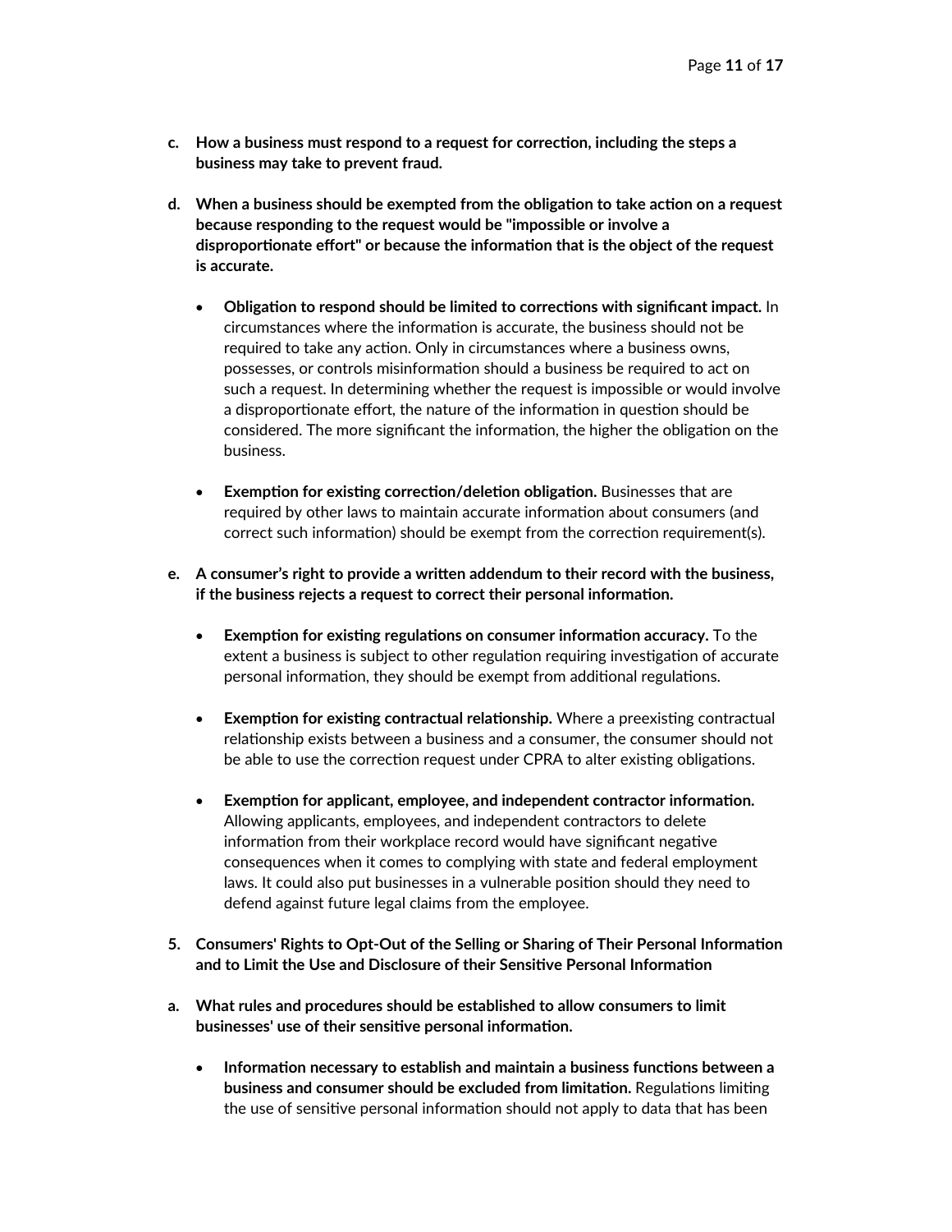c. **How a business must respond to a request for correction, including the steps a business may take to prevent fraud.**

d. **When a business should be exempted from the obligation to take action on a request because responding to the request would be "impossible or involve a disproportionate effort" or because the information that is the object of the request is accurate.**

- **Obligation to respond should be limited to corrections with significant impact.** In circumstances where the information is accurate, the business should not be required to take any action. Only in circumstances where a business owns, possesses, or controls misinformation should a business be required to act on such a request. In determining whether the request is impossible or would involve a disproportionate effort, the nature of the information in question should be considered. The more significant the information, the higher the obligation on the business.

- **Exemption for existing correction/deletion obligation.** Businesses that are required by other laws to maintain accurate information about consumers (and correct such information) should be exempt from the correction requirement(s).

e. **A consumer's right to provide a written addendum to their record with the business, if the business rejects a request to correct their personal information.**

- **Exemption for existing regulations on consumer information accuracy.** To the extent a business is subject to other regulation requiring investigation of accurate personal information, they should be exempt from additional regulations.

- **Exemption for existing contractual relationship.** Where a preexisting contractual relationship exists between a business and a consumer, the consumer should not be able to use the correction request under CPRA to alter existing obligations.

- **Exemption for applicant, employee, and independent contractor information.** Allowing applicants, employees, and independent contractors to delete information from their workplace record would have significant negative consequences when it comes to complying with state and federal employment laws. It could also put businesses in a vulnerable position should they need to defend against future legal claims from the employee.

5. **Consumers' Rights to Opt-Out of the Selling or Sharing of Their Personal Information and to Limit the Use and Disclosure of their Sensitive Personal Information**

a. **What rules and procedures should be established to allow consumers to limit businesses' use of their sensitive personal information.**

- **Information necessary to establish and maintain a business functions between a business and consumer should be excluded from limitation.** Regulations limiting the use of sensitive personal information should not apply to data that has been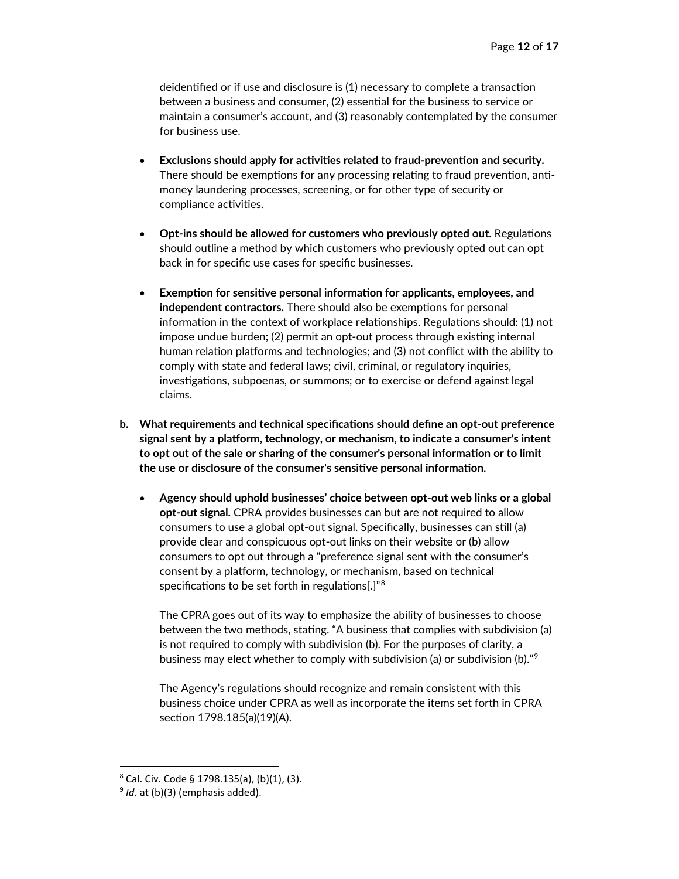deidentified or if use and disclosure is (1) necessary to complete a transaction between a business and consumer, (2) essential for the business to service or maintain a consumer's account, and (3) reasonably contemplated by the consumer for business use.

- **Exclusions should apply for activities related to fraud-prevention and security.** There should be exemptions for any processing relating to fraud prevention, anti-money laundering processes, screening, or for other type of security or compliance activities.

- **Opt-ins should be allowed for customers who previously opted out.** Regulations should outline a method by which customers who previously opted out can opt back in for specific use cases for specific businesses.

- **Exemption for sensitive personal information for applicants, employees, and independent contractors.** There should also be exemptions for personal information in the context of workplace relationships. Regulations should: (1) not impose undue burden; (2) permit an opt-out process through existing internal human relation platforms and technologies; and (3) not conflict with the ability to comply with state and federal laws; civil, criminal, or regulatory inquiries, investigations, subpoenas, or summons; or to exercise or defend against legal claims.

**b. What requirements and technical specifications should define an opt-out preference signal sent by a platform, technology, or mechanism, to indicate a consumer's intent to opt out of the sale or sharing of the consumer's personal information or to limit the use or disclosure of the consumer's sensitive personal information.**

- **Agency should uphold businesses' choice between opt-out web links or a global opt-out signal.** CPRA provides businesses can but are not required to allow consumers to use a global opt-out signal. Specifically, businesses can still (a) provide clear and conspicuous opt-out links on their website or (b) allow consumers to opt out through a "preference signal sent with the consumer's consent by a platform, technology, or mechanism, based on technical specifications to be set forth in regulations[.]"[8]

  The CPRA goes out of its way to emphasize the ability of businesses to choose between the two methods, stating. "A business that complies with subdivision (a) is not required to comply with subdivision (b). For the purposes of clarity, a business may elect whether to comply with subdivision (a) or subdivision (b)."[9]

  The Agency's regulations should recognize and remain consistent with this business choice under CPRA as well as incorporate the items set forth in CPRA section 1798.185(a)(19)(A).

---

[8] Cal. Civ. Code § 1798.135(a), (b)(1), (3).

[9] *Id.* at (b)(3) (emphasis added).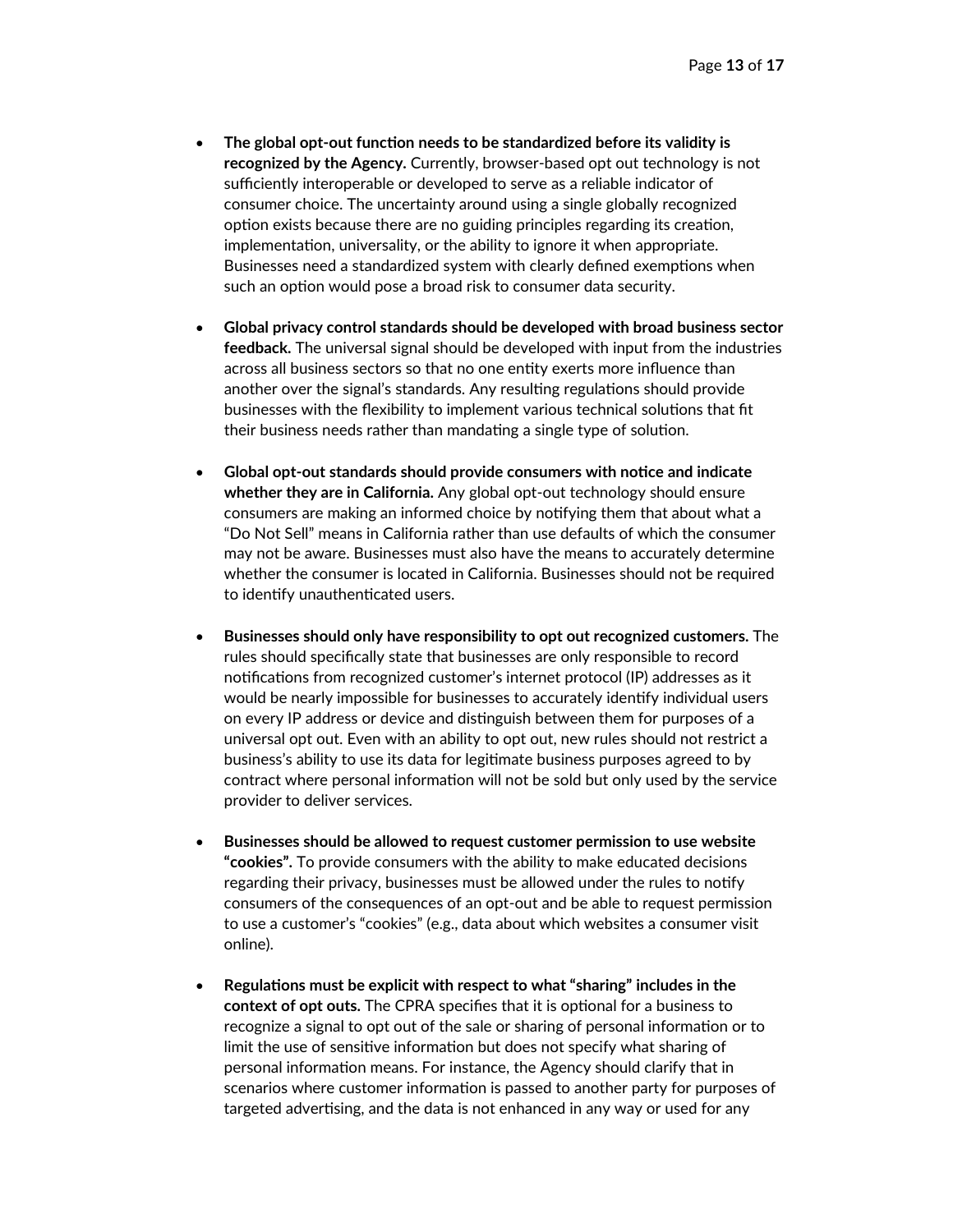- **The global opt-out function needs to be standardized before its validity is recognized by the Agency.** Currently, browser-based opt out technology is not sufficiently interoperable or developed to serve as a reliable indicator of consumer choice. The uncertainty around using a single globally recognized option exists because there are no guiding principles regarding its creation, implementation, universality, or the ability to ignore it when appropriate. Businesses need a standardized system with clearly defined exemptions when such an option would pose a broad risk to consumer data security.

- **Global privacy control standards should be developed with broad business sector feedback.** The universal signal should be developed with input from the industries across all business sectors so that no one entity exerts more influence than another over the signal's standards. Any resulting regulations should provide businesses with the flexibility to implement various technical solutions that fit their business needs rather than mandating a single type of solution.

- **Global opt-out standards should provide consumers with notice and indicate whether they are in California.** Any global opt-out technology should ensure consumers are making an informed choice by notifying them that about what a "Do Not Sell" means in California rather than use defaults of which the consumer may not be aware. Businesses must also have the means to accurately determine whether the consumer is located in California. Businesses should not be required to identify unauthenticated users.

- **Businesses should only have responsibility to opt out recognized customers.** The rules should specifically state that businesses are only responsible to record notifications from recognized customer's internet protocol (IP) addresses as it would be nearly impossible for businesses to accurately identify individual users on every IP address or device and distinguish between them for purposes of a universal opt out. Even with an ability to opt out, new rules should not restrict a business's ability to use its data for legitimate business purposes agreed to by contract where personal information will not be sold but only used by the service provider to deliver services.

- **Businesses should be allowed to request customer permission to use website "cookies".** To provide consumers with the ability to make educated decisions regarding their privacy, businesses must be allowed under the rules to notify consumers of the consequences of an opt-out and be able to request permission to use a customer's "cookies" (e.g., data about which websites a consumer visit online).

- **Regulations must be explicit with respect to what "sharing" includes in the context of opt outs.** The CPRA specifies that it is optional for a business to recognize a signal to opt out of the sale or sharing of personal information or to limit the use of sensitive information but does not specify what sharing of personal information means. For instance, the Agency should clarify that in scenarios where customer information is passed to another party for purposes of targeted advertising, and the data is not enhanced in any way or used for any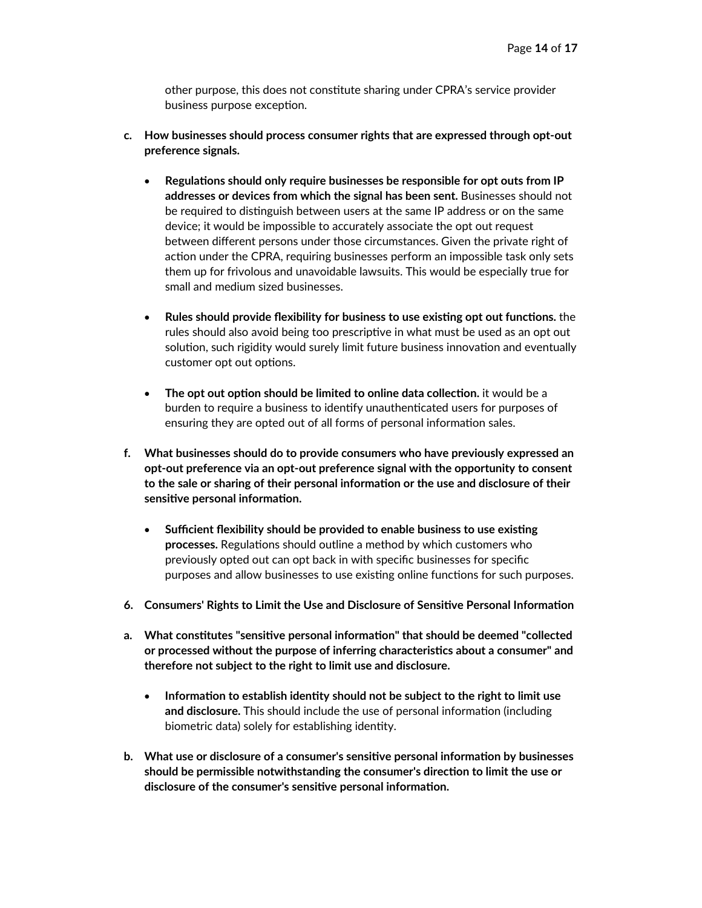other purpose, this does not constitute sharing under CPRA's service provider business purpose exception.

**c. How businesses should process consumer rights that are expressed through opt-out preference signals.**

- **Regulations should only require businesses be responsible for opt outs from IP addresses or devices from which the signal has been sent.** Businesses should not be required to distinguish between users at the same IP address or on the same device; it would be impossible to accurately associate the opt out request between different persons under those circumstances. Given the private right of action under the CPRA, requiring businesses perform an impossible task only sets them up for frivolous and unavoidable lawsuits. This would be especially true for small and medium sized businesses.

- **Rules should provide flexibility for business to use existing opt out functions.** the rules should also avoid being too prescriptive in what must be used as an opt out solution, such rigidity would surely limit future business innovation and eventually customer opt out options.

- **The opt out option should be limited to online data collection.** it would be a burden to require a business to identify unauthenticated users for purposes of ensuring they are opted out of all forms of personal information sales.

**f. What businesses should do to provide consumers who have previously expressed an opt-out preference via an opt-out preference signal with the opportunity to consent to the sale or sharing of their personal information or the use and disclosure of their sensitive personal information.**

- **Sufficient flexibility should be provided to enable business to use existing processes.** Regulations should outline a method by which customers who previously opted out can opt back in with specific businesses for specific purposes and allow businesses to use existing online functions for such purposes.

**6. Consumers' Rights to Limit the Use and Disclosure of Sensitive Personal Information**

**a. What constitutes "sensitive personal information" that should be deemed "collected or processed without the purpose of inferring characteristics about a consumer" and therefore not subject to the right to limit use and disclosure.**

- **Information to establish identity should not be subject to the right to limit use and disclosure.** This should include the use of personal information (including biometric data) solely for establishing identity.

**b. What use or disclosure of a consumer's sensitive personal information by businesses should be permissible notwithstanding the consumer's direction to limit the use or disclosure of the consumer's sensitive personal information.**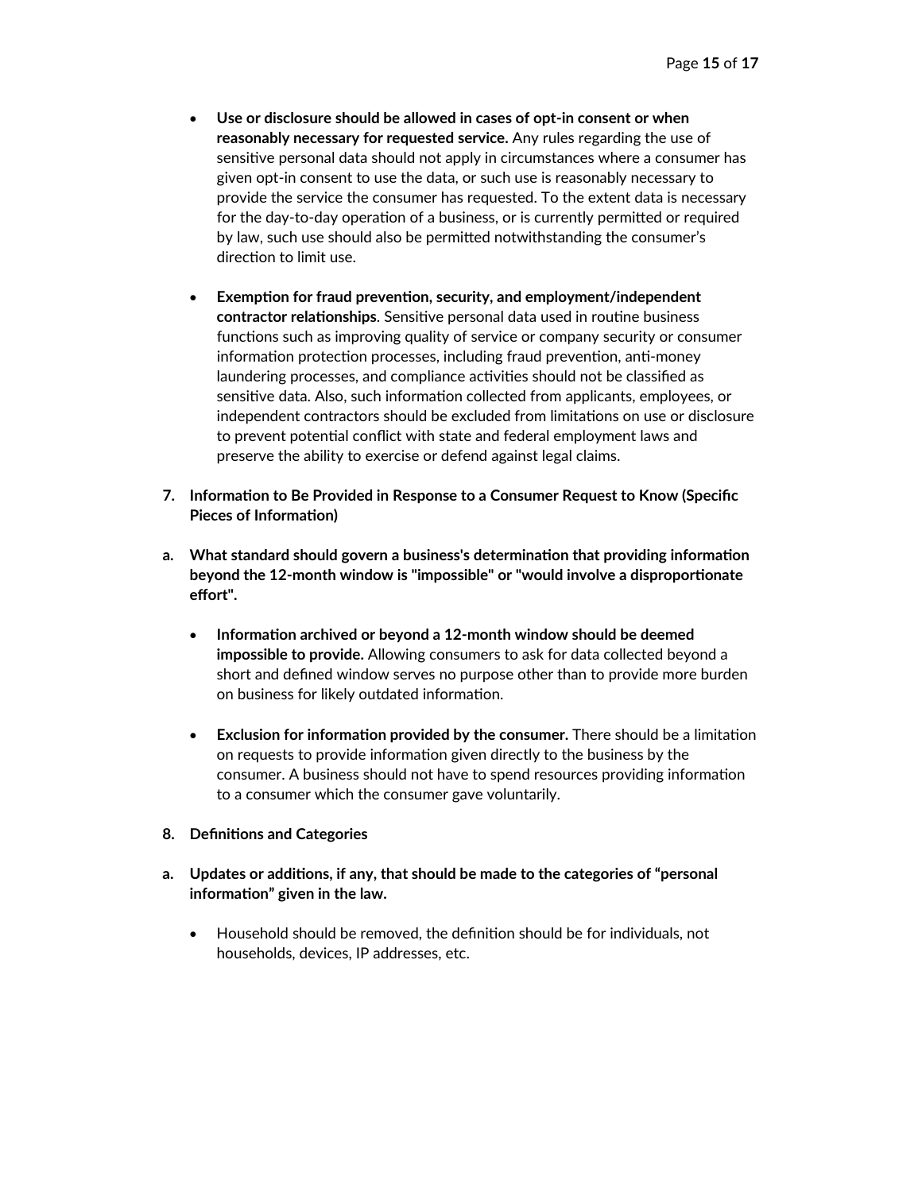- **Use or disclosure should be allowed in cases of opt-in consent or when reasonably necessary for requested service.** Any rules regarding the use of sensitive personal data should not apply in circumstances where a consumer has given opt-in consent to use the data, or such use is reasonably necessary to provide the service the consumer has requested. To the extent data is necessary for the day-to-day operation of a business, or is currently permitted or required by law, such use should also be permitted notwithstanding the consumer's direction to limit use.

- **Exemption for fraud prevention, security, and employment/independent contractor relationships**. Sensitive personal data used in routine business functions such as improving quality of service or company security or consumer information protection processes, including fraud prevention, anti-money laundering processes, and compliance activities should not be classified as sensitive data. Also, such information collected from applicants, employees, or independent contractors should be excluded from limitations on use or disclosure to prevent potential conflict with state and federal employment laws and preserve the ability to exercise or defend against legal claims.

**7. Information to Be Provided in Response to a Consumer Request to Know (Specific Pieces of Information)**

**a. What standard should govern a business's determination that providing information beyond the 12-month window is "impossible" or "would involve a disproportionate effort".**

- **Information archived or beyond a 12-month window should be deemed impossible to provide.** Allowing consumers to ask for data collected beyond a short and defined window serves no purpose other than to provide more burden on business for likely outdated information.

- **Exclusion for information provided by the consumer.** There should be a limitation on requests to provide information given directly to the business by the consumer. A business should not have to spend resources providing information to a consumer which the consumer gave voluntarily.

**8. Definitions and Categories**

**a. Updates or additions, if any, that should be made to the categories of "personal information" given in the law.**

- Household should be removed, the definition should be for individuals, not households, devices, IP addresses, etc.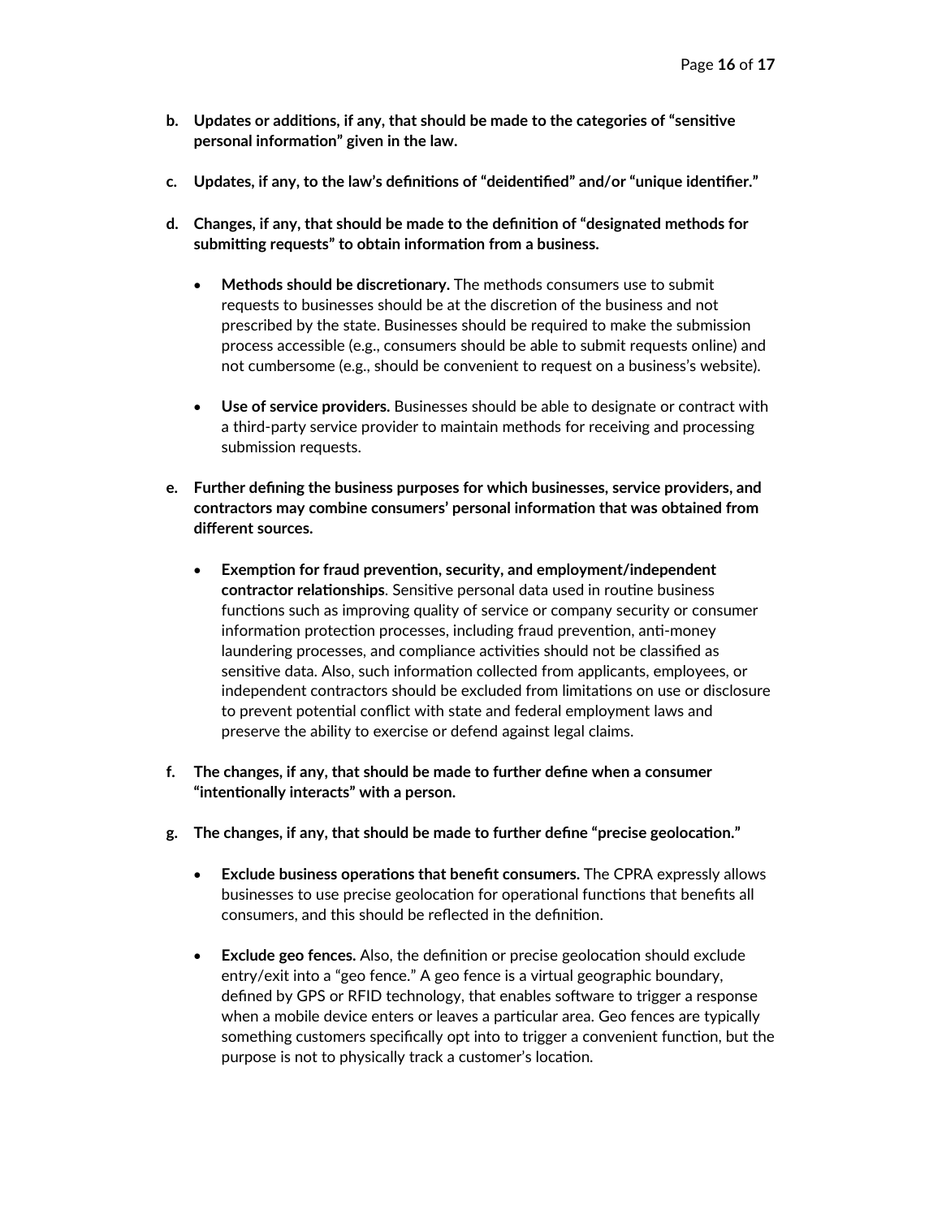b. **Updates or additions, if any, that should be made to the categories of "sensitive personal information" given in the law.**

c. **Updates, if any, to the law's definitions of "deidentified" and/or "unique identifier."**

d. **Changes, if any, that should be made to the definition of "designated methods for submitting requests" to obtain information from a business.**

   - **Methods should be discretionary.** The methods consumers use to submit requests to businesses should be at the discretion of the business and not prescribed by the state. Businesses should be required to make the submission process accessible (e.g., consumers should be able to submit requests online) and not cumbersome (e.g., should be convenient to request on a business's website).

   - **Use of service providers.** Businesses should be able to designate or contract with a third-party service provider to maintain methods for receiving and processing submission requests.

e. **Further defining the business purposes for which businesses, service providers, and contractors may combine consumers' personal information that was obtained from different sources.**

   - **Exemption for fraud prevention, security, and employment/independent contractor relationships**. Sensitive personal data used in routine business functions such as improving quality of service or company security or consumer information protection processes, including fraud prevention, anti-money laundering processes, and compliance activities should not be classified as sensitive data. Also, such information collected from applicants, employees, or independent contractors should be excluded from limitations on use or disclosure to prevent potential conflict with state and federal employment laws and preserve the ability to exercise or defend against legal claims.

f. **The changes, if any, that should be made to further define when a consumer "intentionally interacts" with a person.**

g. **The changes, if any, that should be made to further define "precise geolocation."**

   - **Exclude business operations that benefit consumers.** The CPRA expressly allows businesses to use precise geolocation for operational functions that benefits all consumers, and this should be reflected in the definition.

   - **Exclude geo fences.** Also, the definition or precise geolocation should exclude entry/exit into a "geo fence." A geo fence is a virtual geographic boundary, defined by GPS or RFID technology, that enables software to trigger a response when a mobile device enters or leaves a particular area. Geo fences are typically something customers specifically opt into to trigger a convenient function, but the purpose is not to physically track a customer's location.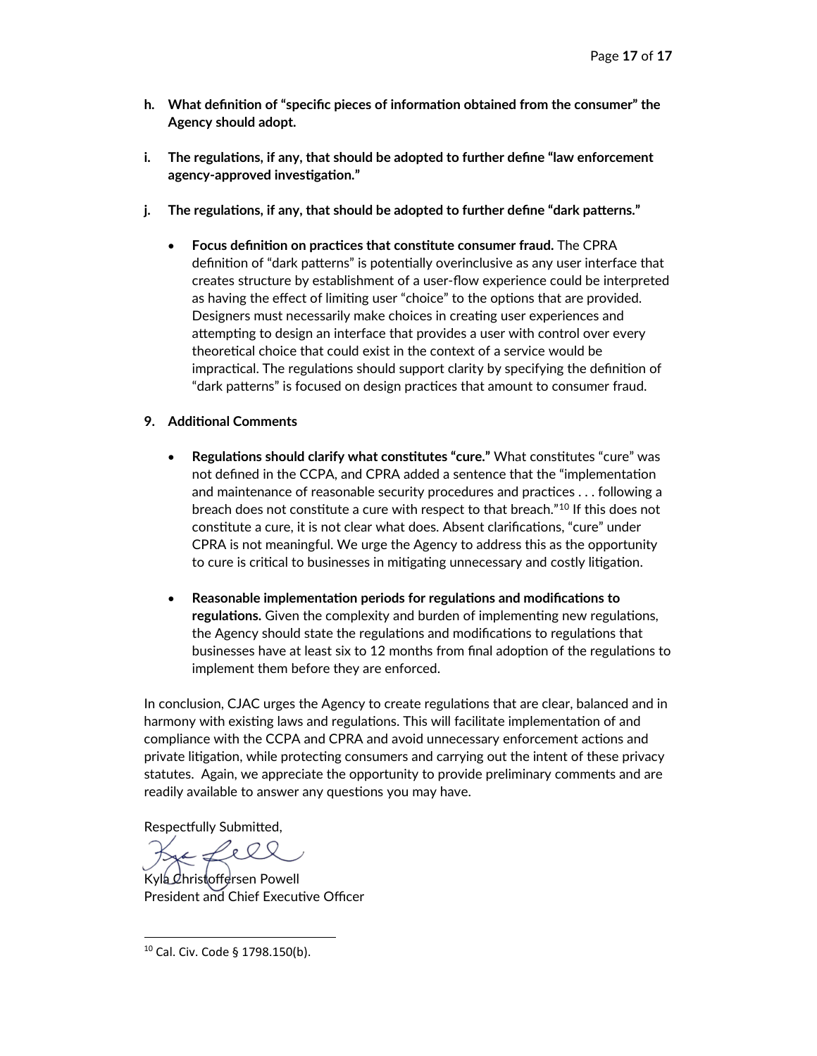**h. What definition of "specific pieces of information obtained from the consumer" the Agency should adopt.**

**i. The regulations, if any, that should be adopted to further define "law enforcement agency-approved investigation."**

**j. The regulations, if any, that should be adopted to further define "dark patterns."**

- **Focus definition on practices that constitute consumer fraud.** The CPRA definition of "dark patterns" is potentially overinclusive as any user interface that creates structure by establishment of a user-flow experience could be interpreted as having the effect of limiting user "choice" to the options that are provided. Designers must necessarily make choices in creating user experiences and attempting to design an interface that provides a user with control over every theoretical choice that could exist in the context of a service would be impractical. The regulations should support clarity by specifying the definition of "dark patterns" is focused on design practices that amount to consumer fraud.

**9. Additional Comments**

- **Regulations should clarify what constitutes "cure."** What constitutes "cure" was not defined in the CCPA, and CPRA added a sentence that the "implementation and maintenance of reasonable security procedures and practices . . . following a breach does not constitute a cure with respect to that breach."[10] If this does not constitute a cure, it is not clear what does. Absent clarifications, "cure" under CPRA is not meaningful. We urge the Agency to address this as the opportunity to cure is critical to businesses in mitigating unnecessary and costly litigation.

- **Reasonable implementation periods for regulations and modifications to regulations.** Given the complexity and burden of implementing new regulations, the Agency should state the regulations and modifications to regulations that businesses have at least six to 12 months from final adoption of the regulations to implement them before they are enforced.

In conclusion, CJAC urges the Agency to create regulations that are clear, balanced and in harmony with existing laws and regulations. This will facilitate implementation of and compliance with the CCPA and CPRA and avoid unnecessary enforcement actions and private litigation, while protecting consumers and carrying out the intent of these privacy statutes. Again, we appreciate the opportunity to provide preliminary comments and are readily available to answer any questions you may have.

Respectfully Submitted,

Kyla Christoffersen Powell
President and Chief Executive Officer

---

[10] Cal. Civ. Code § 1798.150(b).